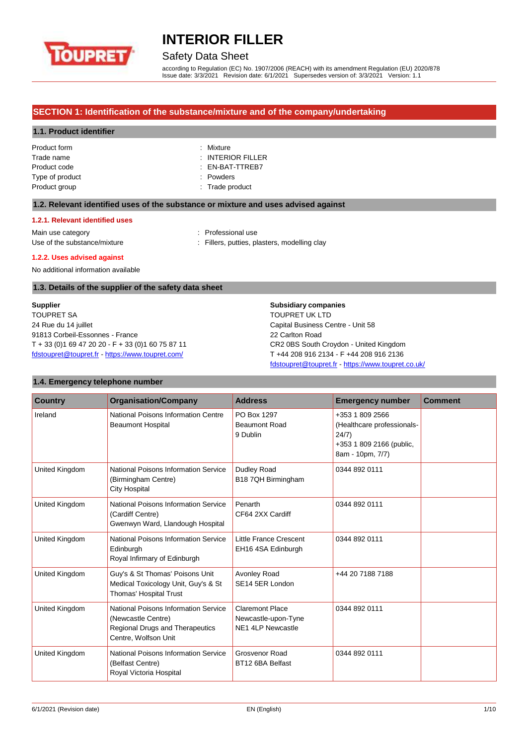# INTERIOR FILLER

## Safety Data Sheet

according to Regulation (EC) No. 1907/2006 (REACH) with its amendment Regulation (EU) 2020/878
Issue date: 3/3/2021 Revision date: 6/1/2021 Supersedes version of: 3/3/2021 Version: 1.1

## SECTION 1: Identification of the substance/mixture and of the company/undertaking

### 1.1. Product identifier

Product form : Mixture
Trade name : INTERIOR FILLER
Product code : EN-BAT-TTREB7
Type of product : Powders
Product group : Trade product

### 1.2. Relevant identified uses of the substance or mixture and uses advised against

#### 1.2.1. Relevant identified uses

Main use category : Professional use
Use of the substance/mixture : Fillers, putties, plasters, modelling clay

#### 1.2.2. Uses advised against

No additional information available

### 1.3. Details of the supplier of the safety data sheet

**Supplier**
TOUPRET SA
24 Rue du 14 juillet
91813 Corbeil-Essonnes - France
T + 33 (0)1 69 47 20 20 - F + 33 (0)1 60 75 87 11
fdstoupret@toupret.fr - https://www.toupret.com/

**Subsidiary companies**
TOUPRET UK LTD
Capital Business Centre - Unit 58
22 Carlton Road
CR2 0BS South Croydon - United Kingdom
T +44 208 916 2134 - F +44 208 916 2136
fdstoupret@toupret.fr - https://www.toupret.co.uk/

### 1.4. Emergency telephone number

| Country | Organisation/Company | Address | Emergency number | Comment |
|---|---|---|---|---|
| Ireland | National Poisons Information Centre Beaumont Hospital | PO Box 1297 Beaumont Road 9 Dublin | +353 1 809 2566 (Healthcare professionals-24/7) +353 1 809 2166 (public, 8am - 10pm, 7/7) | |
| United Kingdom | National Poisons Information Service (Birmingham Centre) City Hospital | Dudley Road B18 7QH Birmingham | 0344 892 0111 | |
| United Kingdom | National Poisons Information Service (Cardiff Centre) Gwenwyn Ward, Llandough Hospital | Penarth CF64 2XX Cardiff | 0344 892 0111 | |
| United Kingdom | National Poisons Information Service Edinburgh Royal Infirmary of Edinburgh | Little France Crescent EH16 4SA Edinburgh | 0344 892 0111 | |
| United Kingdom | Guy's & St Thomas' Poisons Unit Medical Toxicology Unit, Guy's & St Thomas' Hospital Trust | Avonley Road SE14 5ER London | +44 20 7188 7188 | |
| United Kingdom | National Poisons Information Service (Newcastle Centre) Regional Drugs and Therapeutics Centre, Wolfson Unit | Claremont Place Newcastle-upon-Tyne NE1 4LP Newcastle | 0344 892 0111 | |
| United Kingdom | National Poisons Information Service (Belfast Centre) Royal Victoria Hospital | Grosvenor Road BT12 6BA Belfast | 0344 892 0111 | |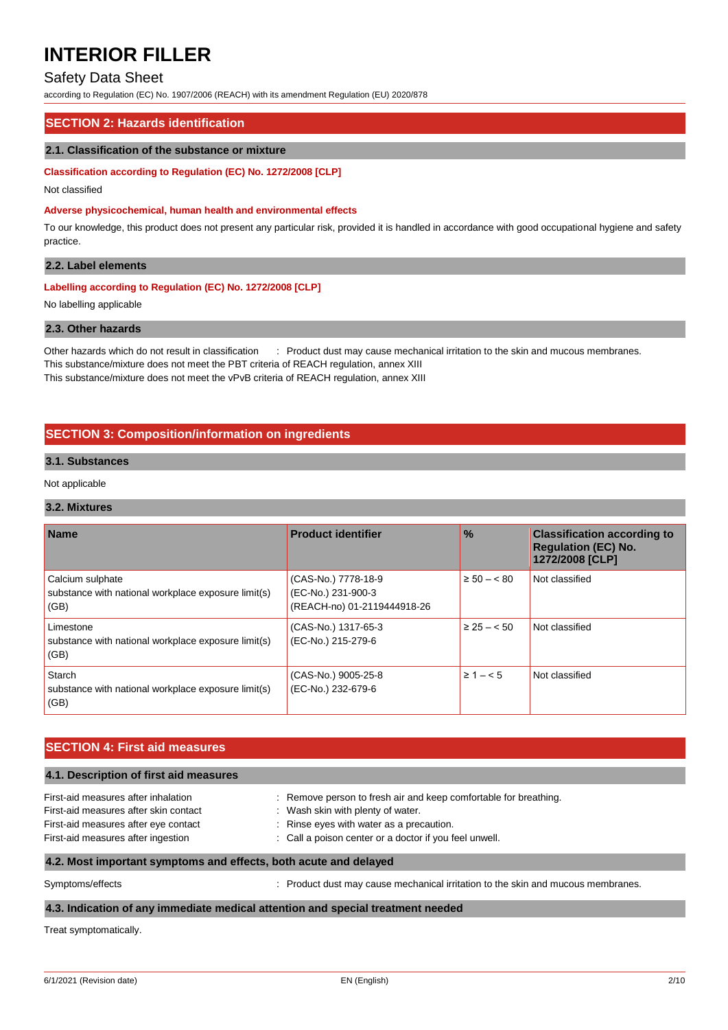## SECTION 2: Hazards identification

### 2.1. Classification of the substance or mixture

**Classification according to Regulation (EC) No. 1272/2008 [CLP]**

Not classified

**Adverse physicochemical, human health and environmental effects**

To our knowledge, this product does not present any particular risk, provided it is handled in accordance with good occupational hygiene and safety practice.

### 2.2. Label elements

**Labelling according to Regulation (EC) No. 1272/2008 [CLP]**

No labelling applicable

### 2.3. Other hazards

Other hazards which do not result in classification : Product dust may cause mechanical irritation to the skin and mucous membranes.

This substance/mixture does not meet the PBT criteria of REACH regulation, annex XIII

This substance/mixture does not meet the vPvB criteria of REACH regulation, annex XIII

## SECTION 3: Composition/information on ingredients

### 3.1. Substances

Not applicable

### 3.2. Mixtures

| Name | Product identifier | % | Classification according to Regulation (EC) No. 1272/2008 [CLP] |
|---|---|---|---|
| Calcium sulphate<br>substance with national workplace exposure limit(s) (GB) | (CAS-No.) 7778-18-9<br>(EC-No.) 231-900-3<br>(REACH-no) 01-2119444918-26 | ≥ 50 – < 80 | Not classified |
| Limestone<br>substance with national workplace exposure limit(s) (GB) | (CAS-No.) 1317-65-3<br>(EC-No.) 215-279-6 | ≥ 25 – < 50 | Not classified |
| Starch<br>substance with national workplace exposure limit(s) (GB) | (CAS-No.) 9005-25-8<br>(EC-No.) 232-679-6 | ≥ 1 – < 5 | Not classified |

## SECTION 4: First aid measures

### 4.1. Description of first aid measures

First-aid measures after inhalation : Remove person to fresh air and keep comfortable for breathing.

First-aid measures after skin contact : Wash skin with plenty of water.

First-aid measures after eye contact : Rinse eyes with water as a precaution.

First-aid measures after ingestion : Call a poison center or a doctor if you feel unwell.

### 4.2. Most important symptoms and effects, both acute and delayed

Symptoms/effects : Product dust may cause mechanical irritation to the skin and mucous membranes.

### 4.3. Indication of any immediate medical attention and special treatment needed

Treat symptomatically.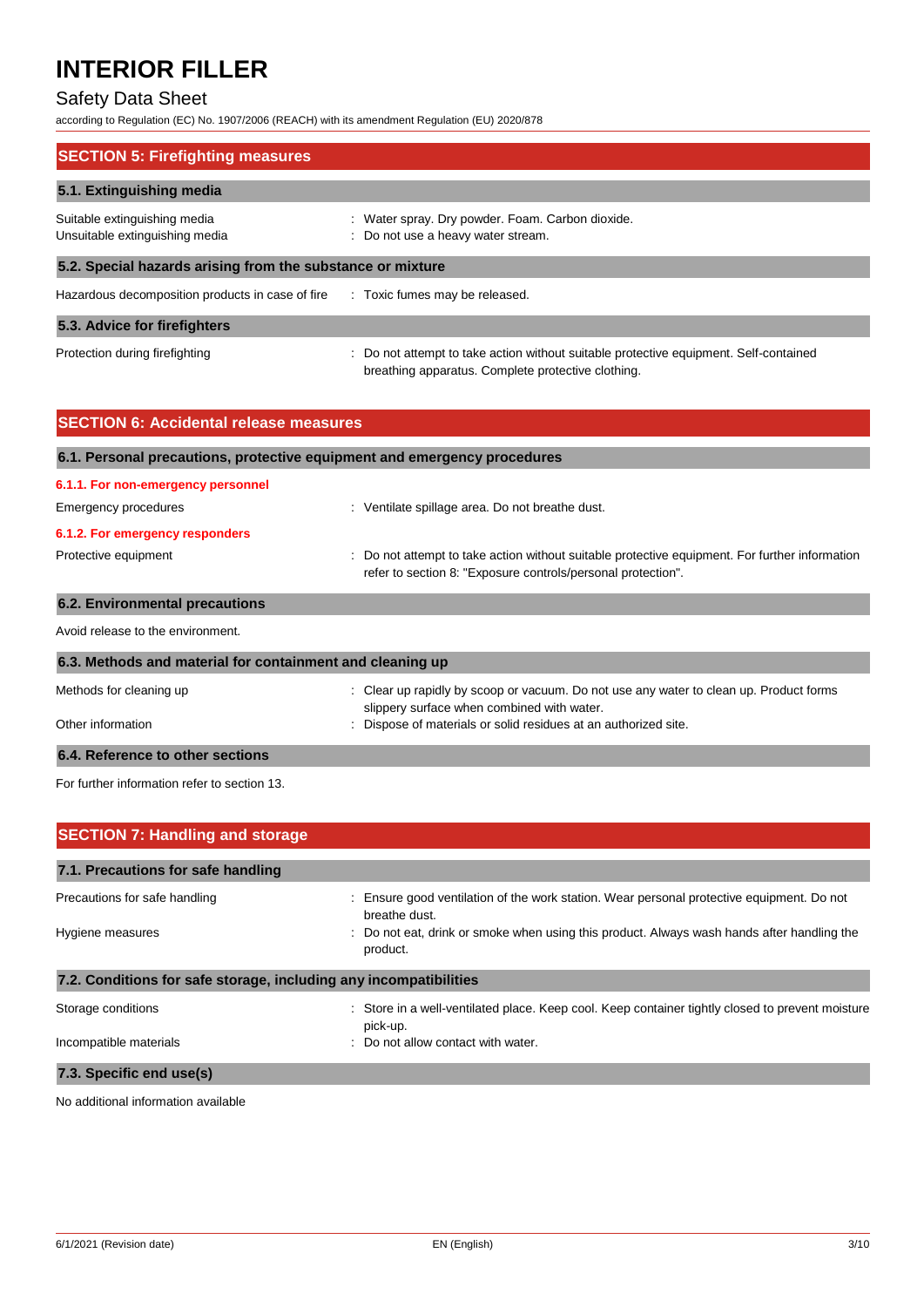## SECTION 5: Firefighting measures

### 5.1. Extinguishing media

| | |
|---|---|
| Suitable extinguishing media | : Water spray. Dry powder. Foam. Carbon dioxide. |
| Unsuitable extinguishing media | : Do not use a heavy water stream. |

### 5.2. Special hazards arising from the substance or mixture

| | |
|---|---|
| Hazardous decomposition products in case of fire | : Toxic fumes may be released. |

### 5.3. Advice for firefighters

| | |
|---|---|
| Protection during firefighting | : Do not attempt to take action without suitable protective equipment. Self-contained breathing apparatus. Complete protective clothing. |

## SECTION 6: Accidental release measures

### 6.1. Personal precautions, protective equipment and emergency procedures

#### 6.1.1. For non-emergency personnel

| | |
|---|---|
| Emergency procedures | : Ventilate spillage area. Do not breathe dust. |

#### 6.1.2. For emergency responders

| | |
|---|---|
| Protective equipment | : Do not attempt to take action without suitable protective equipment. For further information refer to section 8: "Exposure controls/personal protection". |

### 6.2. Environmental precautions

Avoid release to the environment.

### 6.3. Methods and material for containment and cleaning up

| | |
|---|---|
| Methods for cleaning up | : Clear up rapidly by scoop or vacuum. Do not use any water to clean up. Product forms slippery surface when combined with water. |
| Other information | : Dispose of materials or solid residues at an authorized site. |

### 6.4. Reference to other sections

For further information refer to section 13.

## SECTION 7: Handling and storage

### 7.1. Precautions for safe handling

| | |
|---|---|
| Precautions for safe handling | : Ensure good ventilation of the work station. Wear personal protective equipment. Do not breathe dust. |
| Hygiene measures | : Do not eat, drink or smoke when using this product. Always wash hands after handling the product. |

### 7.2. Conditions for safe storage, including any incompatibilities

| | |
|---|---|
| Storage conditions | : Store in a well-ventilated place. Keep cool. Keep container tightly closed to prevent moisture pick-up. |
| Incompatible materials | : Do not allow contact with water. |

### 7.3. Specific end use(s)

No additional information available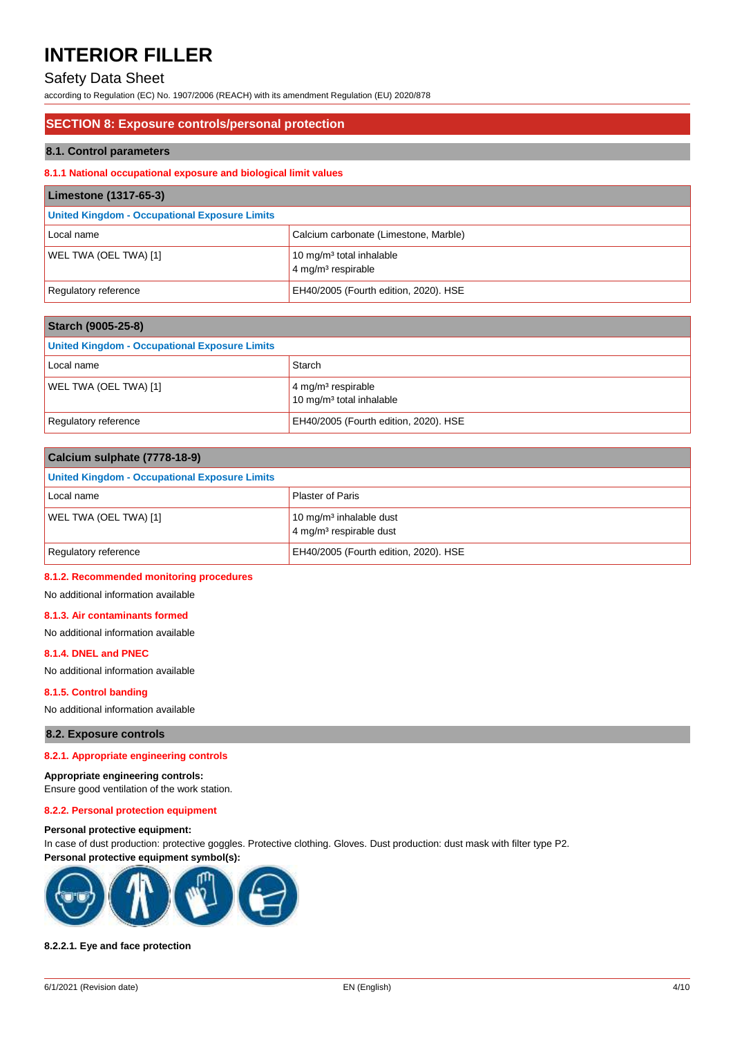# INTERIOR FILLER

Safety Data Sheet

according to Regulation (EC) No. 1907/2006 (REACH) with its amendment Regulation (EU) 2020/878

## SECTION 8: Exposure controls/personal protection

### 8.1. Control parameters

#### 8.1.1 National occupational exposure and biological limit values

| Limestone (1317-65-3) | |
|---|---|
| **United Kingdom - Occupational Exposure Limits** | |
| Local name | Calcium carbonate (Limestone, Marble) |
| WEL TWA (OEL TWA) [1] | 10 mg/m³ total inhalable<br>4 mg/m³ respirable |
| Regulatory reference | EH40/2005 (Fourth edition, 2020). HSE |

| Starch (9005-25-8) | |
|---|---|
| **United Kingdom - Occupational Exposure Limits** | |
| Local name | Starch |
| WEL TWA (OEL TWA) [1] | 4 mg/m³ respirable<br>10 mg/m³ total inhalable |
| Regulatory reference | EH40/2005 (Fourth edition, 2020). HSE |

| Calcium sulphate (7778-18-9) | |
|---|---|
| **United Kingdom - Occupational Exposure Limits** | |
| Local name | Plaster of Paris |
| WEL TWA (OEL TWA) [1] | 10 mg/m³ inhalable dust<br>4 mg/m³ respirable dust |
| Regulatory reference | EH40/2005 (Fourth edition, 2020). HSE |

#### 8.1.2. Recommended monitoring procedures

No additional information available

#### 8.1.3. Air contaminants formed

No additional information available

#### 8.1.4. DNEL and PNEC

No additional information available

#### 8.1.5. Control banding

No additional information available

### 8.2. Exposure controls

#### 8.2.1. Appropriate engineering controls

**Appropriate engineering controls:**

Ensure good ventilation of the work station.

#### 8.2.2. Personal protection equipment

**Personal protective equipment:**

In case of dust production: protective goggles. Protective clothing. Gloves. Dust production: dust mask with filter type P2.

**Personal protective equipment symbol(s):**

##### 8.2.2.1. Eye and face protection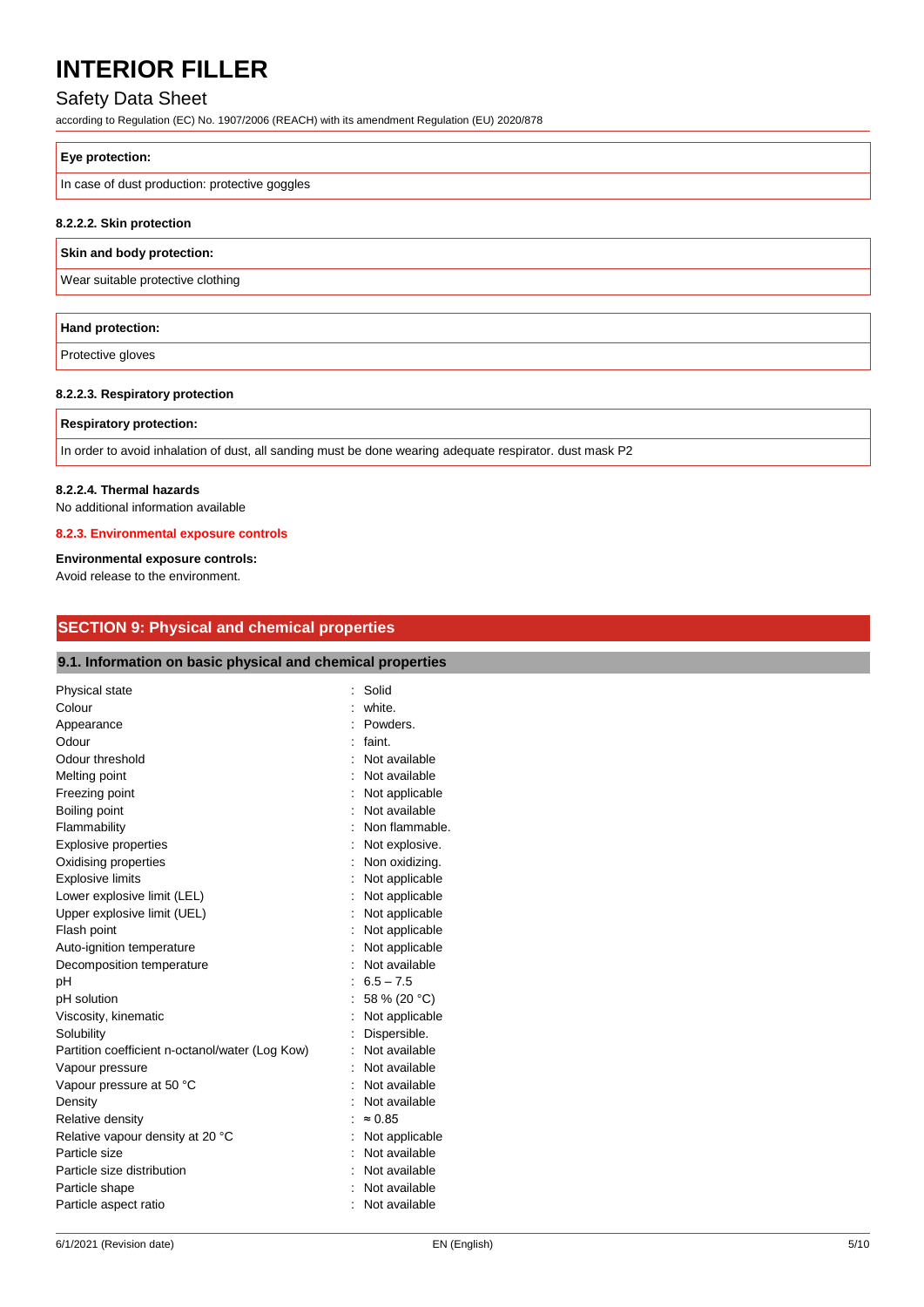| Eye protection: |
| --- |
| In case of dust production: protective goggles |

#### 8.2.2.2. Skin protection

| Skin and body protection: |
| --- |
| Wear suitable protective clothing |

| Hand protection: |
| --- |
| Protective gloves |

#### 8.2.2.3. Respiratory protection

| Respiratory protection: |
| --- |
| In order to avoid inhalation of dust, all sanding must be done wearing adequate respirator. dust mask P2 |

#### 8.2.2.4. Thermal hazards

No additional information available

### 8.2.3. Environmental exposure controls

**Environmental exposure controls:**
Avoid release to the environment.

## SECTION 9: Physical and chemical properties

### 9.1. Information on basic physical and chemical properties

| | |
| --- | --- |
| Physical state | : Solid |
| Colour | : white. |
| Appearance | : Powders. |
| Odour | : faint. |
| Odour threshold | : Not available |
| Melting point | : Not available |
| Freezing point | : Not applicable |
| Boiling point | : Not available |
| Flammability | : Non flammable. |
| Explosive properties | : Not explosive. |
| Oxidising properties | : Non oxidizing. |
| Explosive limits | : Not applicable |
| Lower explosive limit (LEL) | : Not applicable |
| Upper explosive limit (UEL) | : Not applicable |
| Flash point | : Not applicable |
| Auto-ignition temperature | : Not applicable |
| Decomposition temperature | : Not available |
| pH | : 6.5 – 7.5 |
| pH solution | : 58 % (20 °C) |
| Viscosity, kinematic | : Not applicable |
| Solubility | : Dispersible. |
| Partition coefficient n-octanol/water (Log Kow) | : Not available |
| Vapour pressure | : Not available |
| Vapour pressure at 50 °C | : Not available |
| Density | : Not available |
| Relative density | : ≈ 0.85 |
| Relative vapour density at 20 °C | : Not applicable |
| Particle size | : Not available |
| Particle size distribution | : Not available |
| Particle shape | : Not available |
| Particle aspect ratio | : Not available |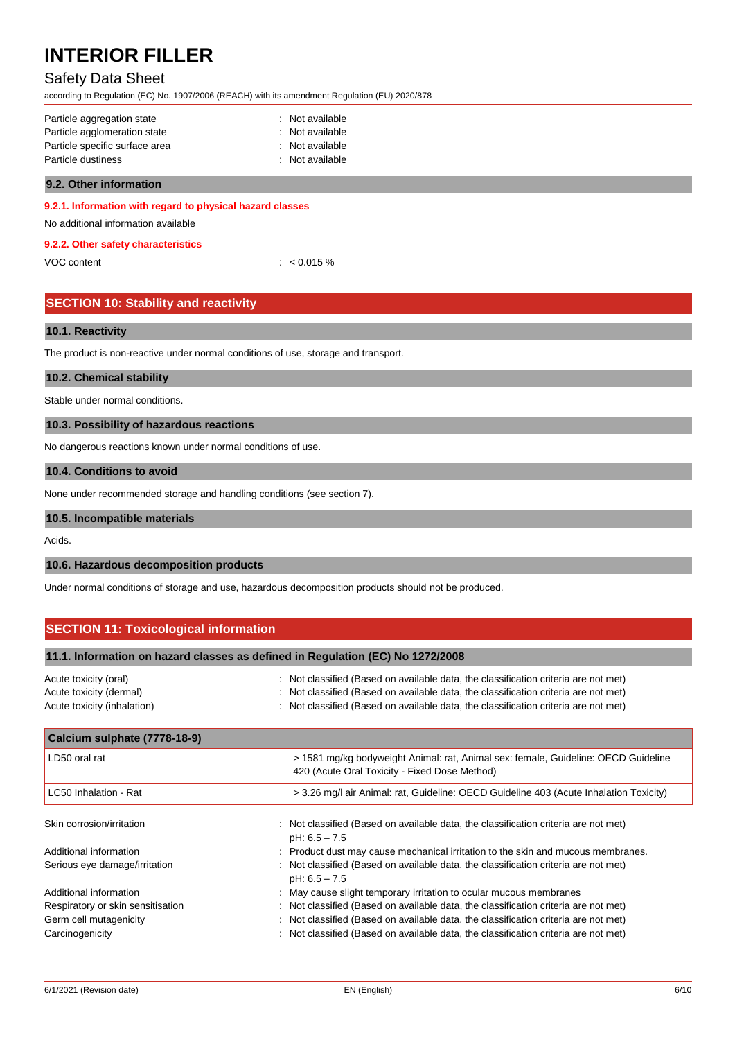| | |
|---|---|
| Particle aggregation state | : Not available |
| Particle agglomeration state | : Not available |
| Particle specific surface area | : Not available |
| Particle dustiness | : Not available |

### 9.2. Other information

#### 9.2.1. Information with regard to physical hazard classes

No additional information available

#### 9.2.2. Other safety characteristics

VOC content : < 0.015 %

## SECTION 10: Stability and reactivity

### 10.1. Reactivity

The product is non-reactive under normal conditions of use, storage and transport.

### 10.2. Chemical stability

Stable under normal conditions.

### 10.3. Possibility of hazardous reactions

No dangerous reactions known under normal conditions of use.

### 10.4. Conditions to avoid

None under recommended storage and handling conditions (see section 7).

### 10.5. Incompatible materials

Acids.

### 10.6. Hazardous decomposition products

Under normal conditions of storage and use, hazardous decomposition products should not be produced.

## SECTION 11: Toxicological information

### 11.1. Information on hazard classes as defined in Regulation (EC) No 1272/2008

| | |
|---|---|
| Acute toxicity (oral) | : Not classified (Based on available data, the classification criteria are not met) |
| Acute toxicity (dermal) | : Not classified (Based on available data, the classification criteria are not met) |
| Acute toxicity (inhalation) | : Not classified (Based on available data, the classification criteria are not met) |

| Calcium sulphate (7778-18-9) | |
|---|---|
| LD50 oral rat | > 1581 mg/kg bodyweight Animal: rat, Animal sex: female, Guideline: OECD Guideline 420 (Acute Oral Toxicity - Fixed Dose Method) |
| LC50 Inhalation - Rat | > 3.26 mg/l air Animal: rat, Guideline: OECD Guideline 403 (Acute Inhalation Toxicity) |

| | |
|---|---|
| Skin corrosion/irritation | : Not classified (Based on available data, the classification criteria are not met) pH: 6.5 – 7.5 |
| Additional information | : Product dust may cause mechanical irritation to the skin and mucous membranes. |
| Serious eye damage/irritation | : Not classified (Based on available data, the classification criteria are not met) pH: 6.5 – 7.5 |
| Additional information | : May cause slight temporary irritation to ocular mucous membranes |
| Respiratory or skin sensitisation | : Not classified (Based on available data, the classification criteria are not met) |
| Germ cell mutagenicity | : Not classified (Based on available data, the classification criteria are not met) |
| Carcinogenicity | : Not classified (Based on available data, the classification criteria are not met) |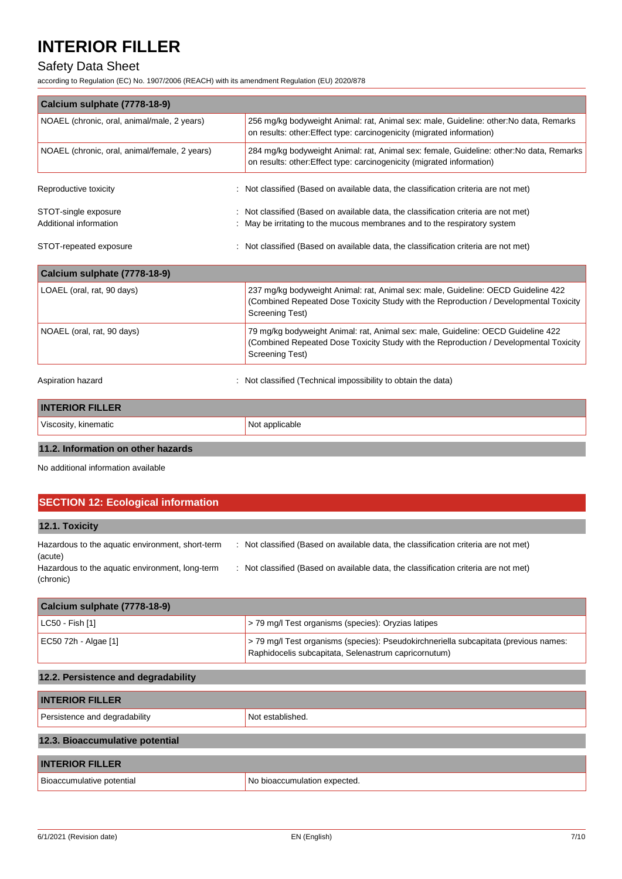| Calcium sulphate (7778-18-9) | |
|---|---|
| NOAEL (chronic, oral, animal/male, 2 years) | 256 mg/kg bodyweight Animal: rat, Animal sex: male, Guideline: other:No data, Remarks on results: other:Effect type: carcinogenicity (migrated information) |
| NOAEL (chronic, oral, animal/female, 2 years) | 284 mg/kg bodyweight Animal: rat, Animal sex: female, Guideline: other:No data, Remarks on results: other:Effect type: carcinogenicity (migrated information) |

Reproductive toxicity : Not classified (Based on available data, the classification criteria are not met)

STOT-single exposure : Not classified (Based on available data, the classification criteria are not met)
Additional information : May be irritating to the mucous membranes and to the respiratory system

STOT-repeated exposure : Not classified (Based on available data, the classification criteria are not met)

| Calcium sulphate (7778-18-9) | |
|---|---|
| LOAEL (oral, rat, 90 days) | 237 mg/kg bodyweight Animal: rat, Animal sex: male, Guideline: OECD Guideline 422 (Combined Repeated Dose Toxicity Study with the Reproduction / Developmental Toxicity Screening Test) |
| NOAEL (oral, rat, 90 days) | 79 mg/kg bodyweight Animal: rat, Animal sex: male, Guideline: OECD Guideline 422 (Combined Repeated Dose Toxicity Study with the Reproduction / Developmental Toxicity Screening Test) |

Aspiration hazard : Not classified (Technical impossibility to obtain the data)

| INTERIOR FILLER | |
|---|---|
| Viscosity, kinematic | Not applicable |

### 11.2. Information on other hazards

No additional information available

## SECTION 12: Ecological information

### 12.1. Toxicity

Hazardous to the aquatic environment, short-term (acute) : Not classified (Based on available data, the classification criteria are not met)

Hazardous to the aquatic environment, long-term (chronic) : Not classified (Based on available data, the classification criteria are not met)

| Calcium sulphate (7778-18-9) | |
|---|---|
| LC50 - Fish [1] | > 79 mg/l Test organisms (species): Oryzias latipes |
| EC50 72h - Algae [1] | > 79 mg/l Test organisms (species): Pseudokirchneriella subcapitata (previous names: Raphidocelis subcapitata, Selenastrum capricornutum) |

### 12.2. Persistence and degradability

| INTERIOR FILLER | |
|---|---|
| Persistence and degradability | Not established. |

### 12.3. Bioaccumulative potential

| INTERIOR FILLER | |
|---|---|
| Bioaccumulative potential | No bioaccumulation expected. |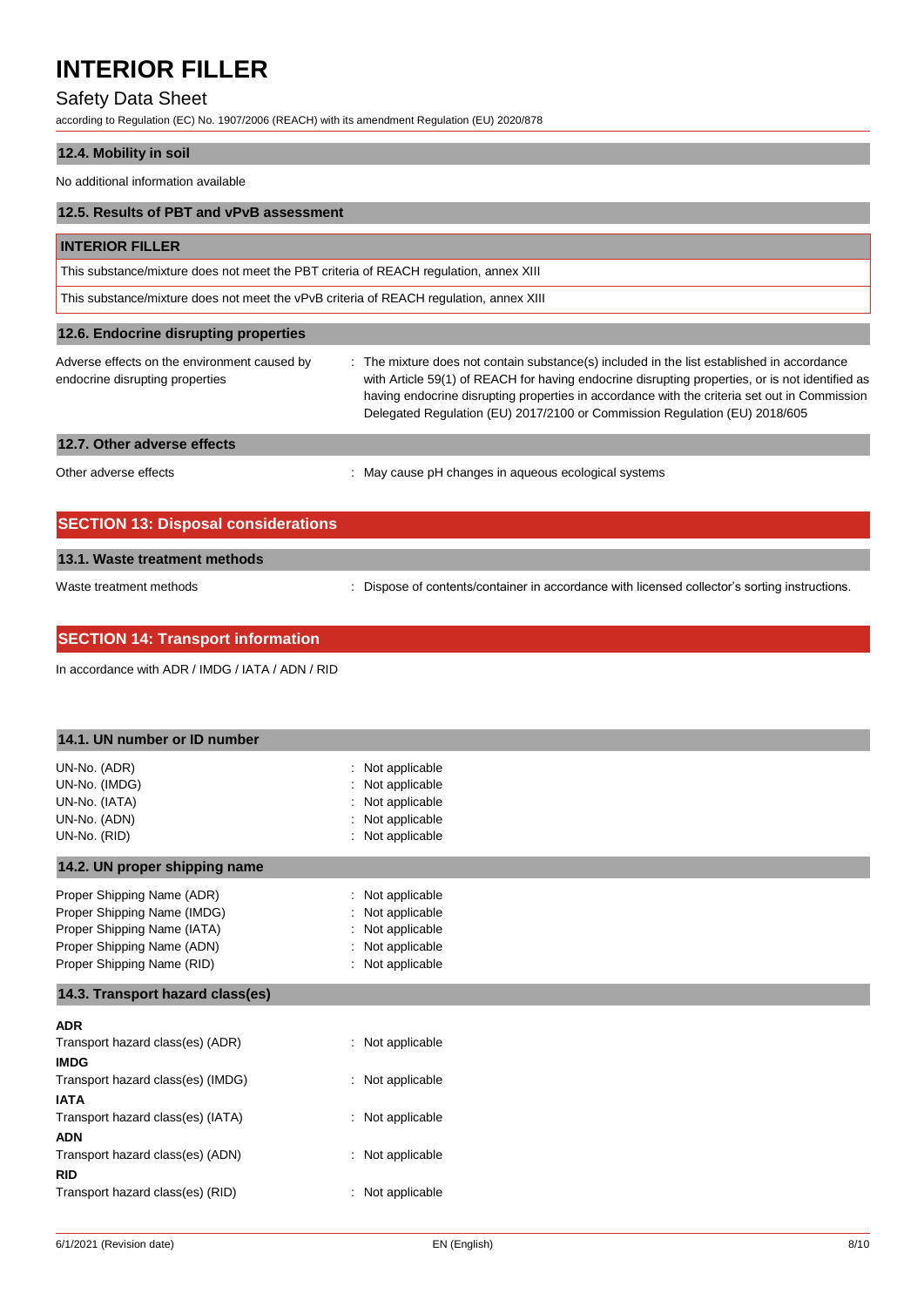### 12.4. Mobility in soil

No additional information available

### 12.5. Results of PBT and vPvB assessment

| INTERIOR FILLER |
| --- |
| This substance/mixture does not meet the PBT criteria of REACH regulation, annex XIII |
| This substance/mixture does not meet the vPvB criteria of REACH regulation, annex XIII |

### 12.6. Endocrine disrupting properties

Adverse effects on the environment caused by endocrine disrupting properties : The mixture does not contain substance(s) included in the list established in accordance with Article 59(1) of REACH for having endocrine disrupting properties, or is not identified as having endocrine disrupting properties in accordance with the criteria set out in Commission Delegated Regulation (EU) 2017/2100 or Commission Regulation (EU) 2018/605

### 12.7. Other adverse effects

Other adverse effects : May cause pH changes in aqueous ecological systems

## SECTION 13: Disposal considerations

### 13.1. Waste treatment methods

Waste treatment methods : Dispose of contents/container in accordance with licensed collector's sorting instructions.

## SECTION 14: Transport information

In accordance with ADR / IMDG / IATA / ADN / RID

### 14.1. UN number or ID number

UN-No. (ADR) : Not applicable
UN-No. (IMDG) : Not applicable
UN-No. (IATA) : Not applicable
UN-No. (ADN) : Not applicable
UN-No. (RID) : Not applicable

### 14.2. UN proper shipping name

Proper Shipping Name (ADR) : Not applicable
Proper Shipping Name (IMDG) : Not applicable
Proper Shipping Name (IATA) : Not applicable
Proper Shipping Name (ADN) : Not applicable
Proper Shipping Name (RID) : Not applicable

### 14.3. Transport hazard class(es)

**ADR**
Transport hazard class(es) (ADR) : Not applicable

**IMDG**
Transport hazard class(es) (IMDG) : Not applicable

**IATA**
Transport hazard class(es) (IATA) : Not applicable

**ADN**
Transport hazard class(es) (ADN) : Not applicable

**RID**
Transport hazard class(es) (RID) : Not applicable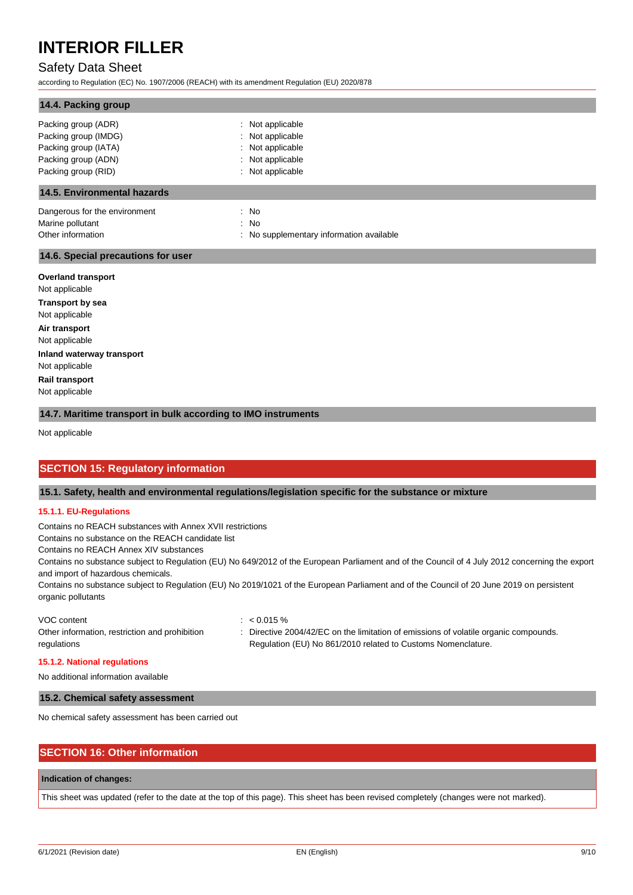### 14.4. Packing group

| | |
|---|---|
| Packing group (ADR) | : Not applicable |
| Packing group (IMDG) | : Not applicable |
| Packing group (IATA) | : Not applicable |
| Packing group (ADN) | : Not applicable |
| Packing group (RID) | : Not applicable |

### 14.5. Environmental hazards

| | |
|---|---|
| Dangerous for the environment | : No |
| Marine pollutant | : No |
| Other information | : No supplementary information available |

### 14.6. Special precautions for user

**Overland transport**
Not applicable

**Transport by sea**
Not applicable

**Air transport**
Not applicable

**Inland waterway transport**
Not applicable

**Rail transport**
Not applicable

### 14.7. Maritime transport in bulk according to IMO instruments

Not applicable

## SECTION 15: Regulatory information

### 15.1. Safety, health and environmental regulations/legislation specific for the substance or mixture

#### 15.1.1. EU-Regulations

Contains no REACH substances with Annex XVII restrictions
Contains no substance on the REACH candidate list
Contains no REACH Annex XIV substances
Contains no substance subject to Regulation (EU) No 649/2012 of the European Parliament and of the Council of 4 July 2012 concerning the export and import of hazardous chemicals.
Contains no substance subject to Regulation (EU) No 2019/1021 of the European Parliament and of the Council of 20 June 2019 on persistent organic pollutants

| | |
|---|---|
| VOC content | : < 0.015 % |
| Other information, restriction and prohibition regulations | : Directive 2004/42/EC on the limitation of emissions of volatile organic compounds. Regulation (EU) No 861/2010 related to Customs Nomenclature. |

#### 15.1.2. National regulations

No additional information available

### 15.2. Chemical safety assessment

No chemical safety assessment has been carried out

## SECTION 16: Other information

**Indication of changes:**

This sheet was updated (refer to the date at the top of this page). This sheet has been revised completely (changes were not marked).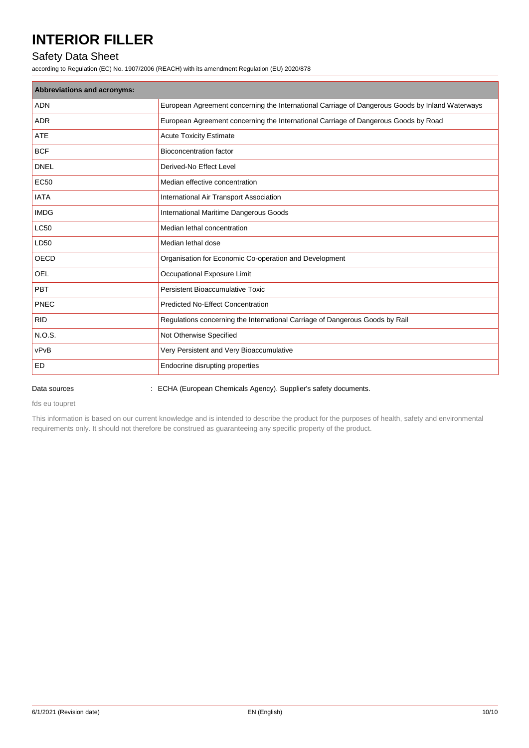| Abbreviations and acronyms: | |
|---|---|
| ADN | European Agreement concerning the International Carriage of Dangerous Goods by Inland Waterways |
| ADR | European Agreement concerning the International Carriage of Dangerous Goods by Road |
| ATE | Acute Toxicity Estimate |
| BCF | Bioconcentration factor |
| DNEL | Derived-No Effect Level |
| EC50 | Median effective concentration |
| IATA | International Air Transport Association |
| IMDG | International Maritime Dangerous Goods |
| LC50 | Median lethal concentration |
| LD50 | Median lethal dose |
| OECD | Organisation for Economic Co-operation and Development |
| OEL | Occupational Exposure Limit |
| PBT | Persistent Bioaccumulative Toxic |
| PNEC | Predicted No-Effect Concentration |
| RID | Regulations concerning the International Carriage of Dangerous Goods by Rail |
| N.O.S. | Not Otherwise Specified |
| vPvB | Very Persistent and Very Bioaccumulative |
| ED | Endocrine disrupting properties |

Data sources : ECHA (European Chemicals Agency). Supplier's safety documents.

fds eu toupret

This information is based on our current knowledge and is intended to describe the product for the purposes of health, safety and environmental requirements only. It should not therefore be construed as guaranteeing any specific property of the product.